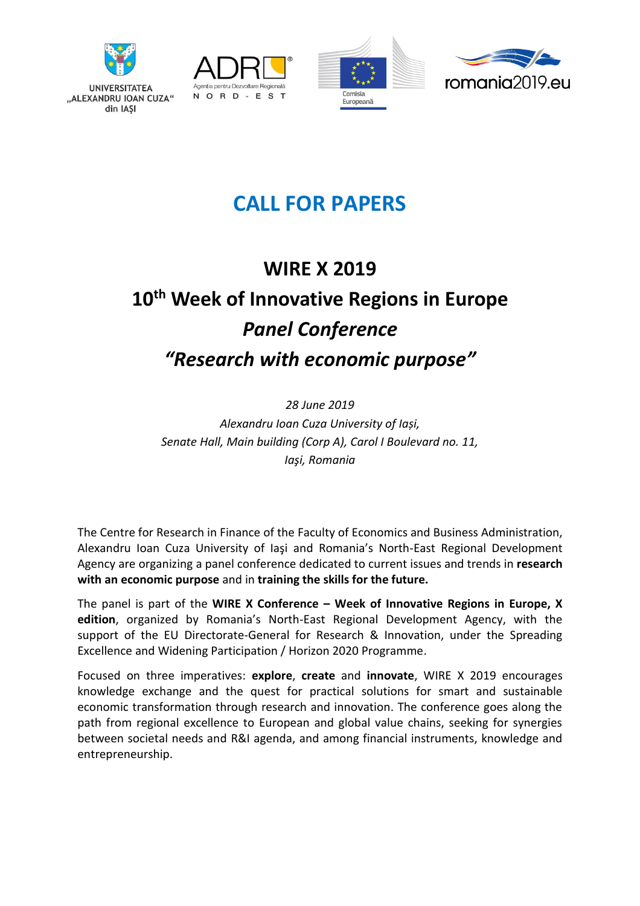UNIVERSITATEA „ALEXANDRU IOAN CUZA" din IAȘI

ADR NORD - EST Agenția pentru Dezvoltare Regională

Comisia Europeană

romania2019.eu

# CALL FOR PAPERS

## WIRE X 2019

## 10th Week of Innovative Regions in Europe

## *Panel Conference*

## *"Research with economic purpose"*

*28 June 2019*

*Alexandru Ioan Cuza University of Iași,*
*Senate Hall, Main building (Corp A), Carol I Boulevard no. 11,*
*Iaşi, Romania*

The Centre for Research in Finance of the Faculty of Economics and Business Administration, Alexandru Ioan Cuza University of Iaşi and Romania's North-East Regional Development Agency are organizing a panel conference dedicated to current issues and trends in **research with an economic purpose** and in **training the skills for the future.**

The panel is part of the **WIRE X Conference – Week of Innovative Regions in Europe, X edition**, organized by Romania's North-East Regional Development Agency, with the support of the EU Directorate-General for Research & Innovation, under the Spreading Excellence and Widening Participation / Horizon 2020 Programme.

Focused on three imperatives: **explore**, **create** and **innovate**, WIRE X 2019 encourages knowledge exchange and the quest for practical solutions for smart and sustainable economic transformation through research and innovation. The conference goes along the path from regional excellence to European and global value chains, seeking for synergies between societal needs and R&I agenda, and among financial instruments, knowledge and entrepreneurship.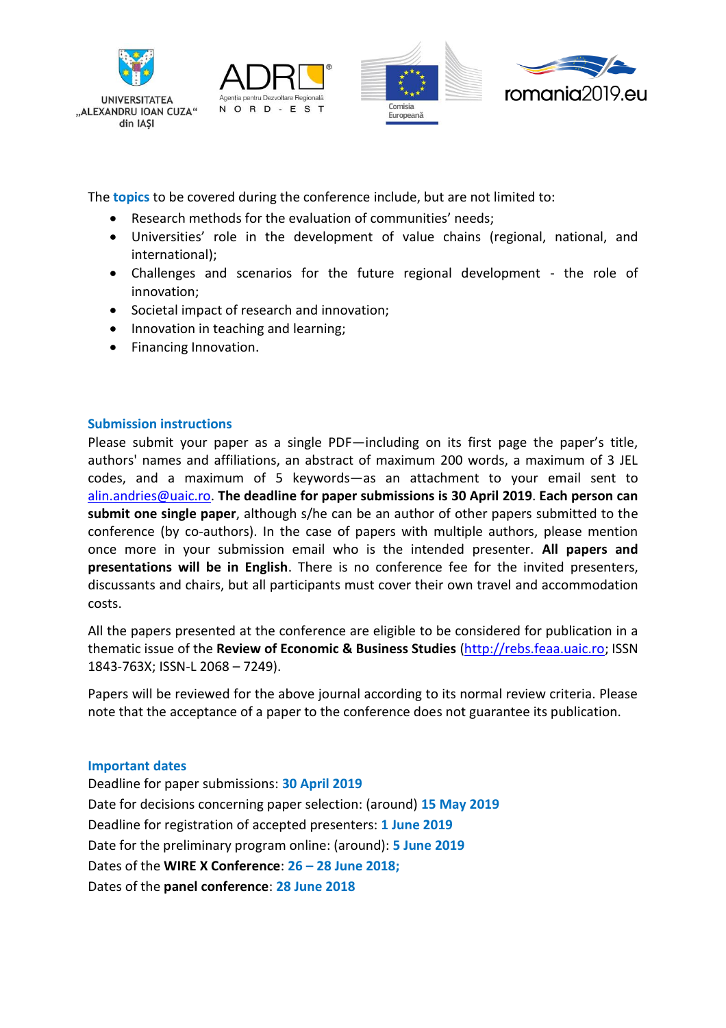The **topics** to be covered during the conference include, but are not limited to:

- Research methods for the evaluation of communities' needs;
- Universities' role in the development of value chains (regional, national, and international);
- Challenges and scenarios for the future regional development - the role of innovation;
- Societal impact of research and innovation;
- Innovation in teaching and learning;
- Financing Innovation.

### Submission instructions

Please submit your paper as a single PDF—including on its first page the paper's title, authors' names and affiliations, an abstract of maximum 200 words, a maximum of 3 JEL codes, and a maximum of 5 keywords—as an attachment to your email sent to alin.andries@uaic.ro. **The deadline for paper submissions is 30 April 2019**. **Each person can submit one single paper**, although s/he can be an author of other papers submitted to the conference (by co-authors). In the case of papers with multiple authors, please mention once more in your submission email who is the intended presenter. **All papers and presentations will be in English**. There is no conference fee for the invited presenters, discussants and chairs, but all participants must cover their own travel and accommodation costs.

All the papers presented at the conference are eligible to be considered for publication in a thematic issue of the **Review of Economic & Business Studies** (http://rebs.feaa.uaic.ro; ISSN 1843-763X; ISSN-L 2068 – 7249).

Papers will be reviewed for the above journal according to its normal review criteria. Please note that the acceptance of a paper to the conference does not guarantee its publication.

### Important dates

Deadline for paper submissions: **30 April 2019**

Date for decisions concerning paper selection: (around) **15 May 2019**

Deadline for registration of accepted presenters: **1 June 2019**

Date for the preliminary program online: (around): **5 June 2019**

Dates of the **WIRE X Conference**: **26 – 28 June 2018;**

Dates of the **panel conference**: **28 June 2018**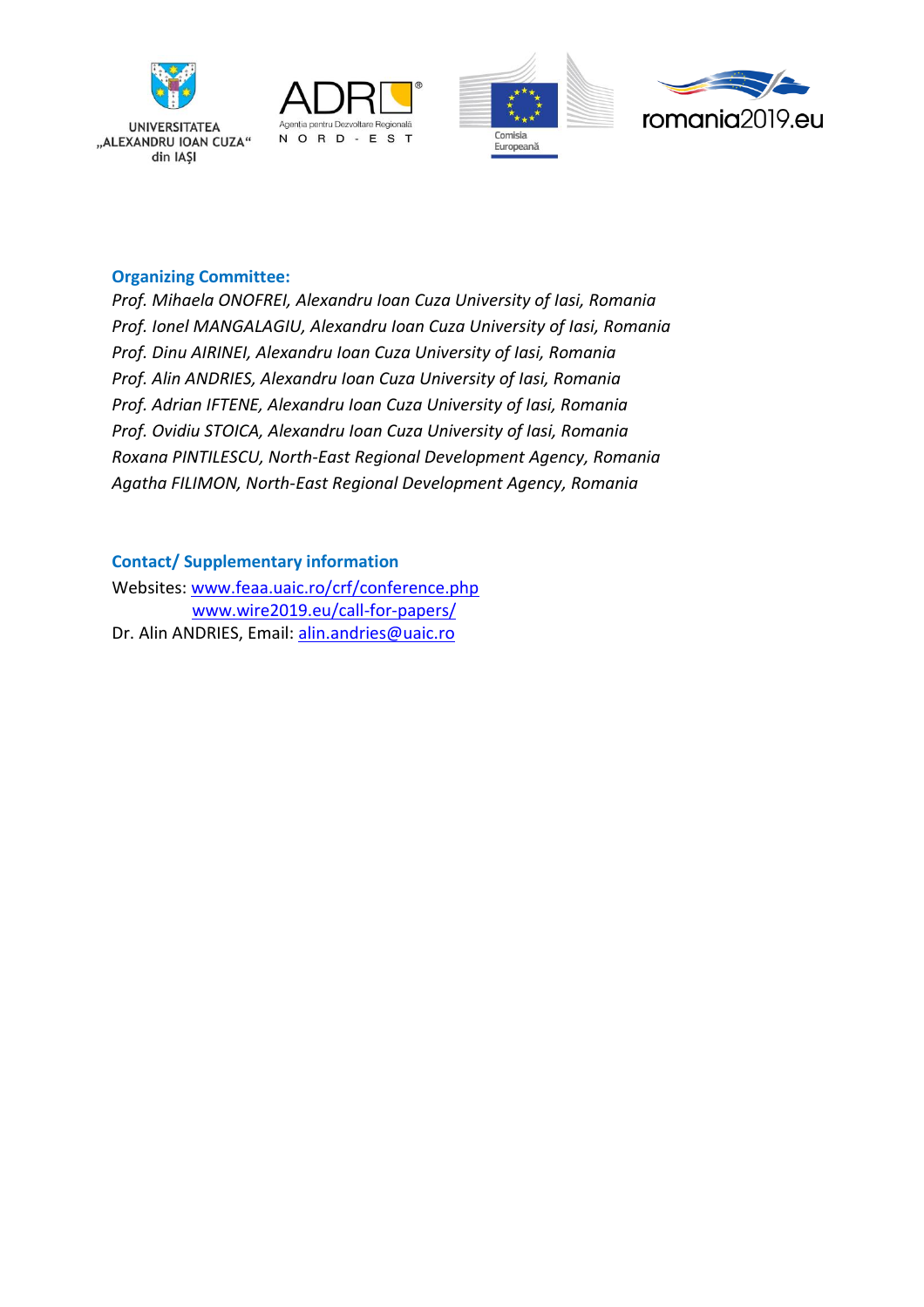**Organizing Committee:**

*Prof. Mihaela ONOFREI, Alexandru Ioan Cuza University of Iasi, Romania*
*Prof. Ionel MANGALAGIU, Alexandru Ioan Cuza University of Iasi, Romania*
*Prof. Dinu AIRINEI, Alexandru Ioan Cuza University of Iasi, Romania*
*Prof. Alin ANDRIES, Alexandru Ioan Cuza University of Iasi, Romania*
*Prof. Adrian IFTENE, Alexandru Ioan Cuza University of Iasi, Romania*
*Prof. Ovidiu STOICA, Alexandru Ioan Cuza University of Iasi, Romania*
*Roxana PINTILESCU, North-East Regional Development Agency, Romania*
*Agatha FILIMON, North-East Regional Development Agency, Romania*

**Contact/ Supplementary information**

Websites: www.feaa.uaic.ro/crf/conference.php
www.wire2019.eu/call-for-papers/
Dr. Alin ANDRIES, Email: alin.andries@uaic.ro